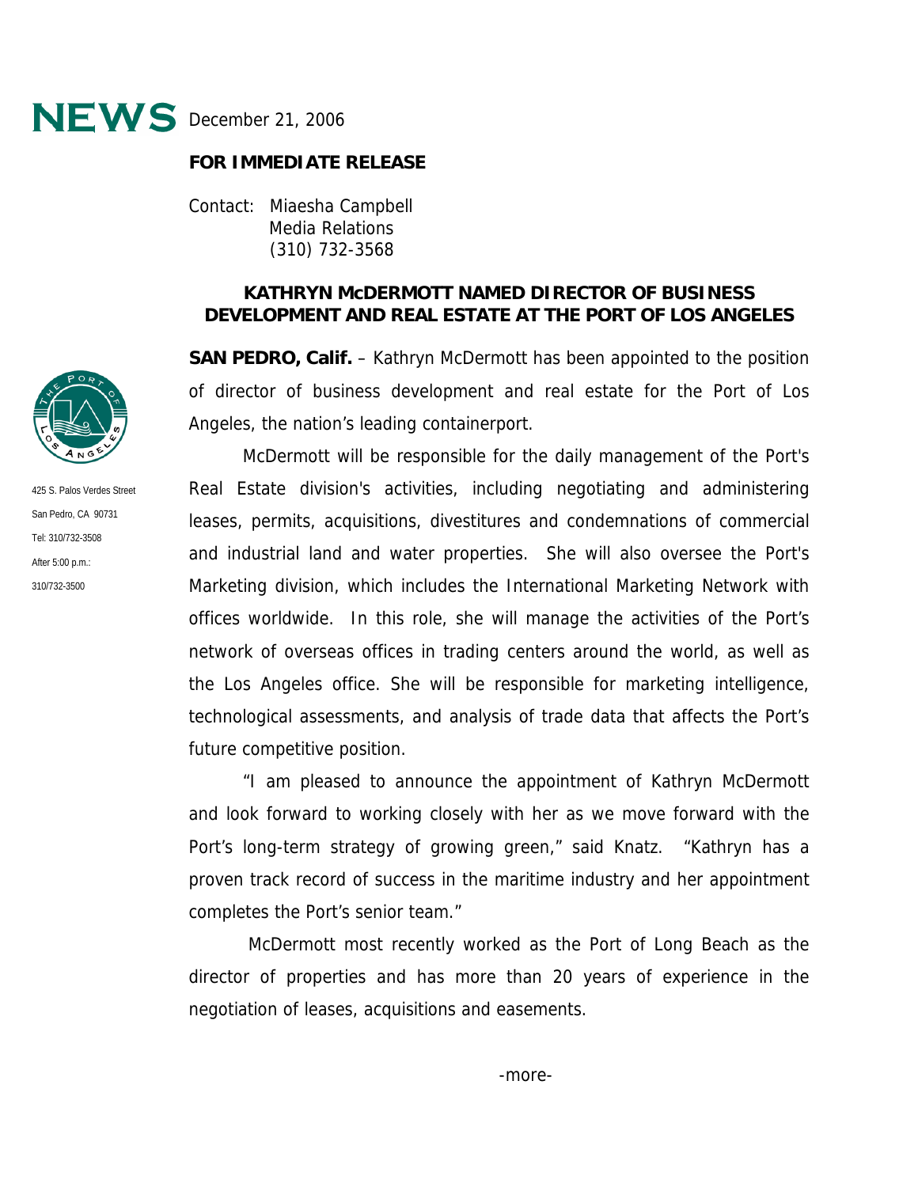# NEWS December 21, 2006

**FOR IMMEDIATE RELEASE**

Contact: Miaesha Campbell
Media Relations
(310) 732-3568

425 S. Palos Verdes Street
San Pedro, CA 90731
Tel: 310/732-3508
After 5:00 p.m.:
310/732-3500

## KATHRYN McDERMOTT NAMED DIRECTOR OF BUSINESS DEVELOPMENT AND REAL ESTATE AT THE PORT OF LOS ANGELES

**SAN PEDRO, Calif.** – Kathryn McDermott has been appointed to the position of director of business development and real estate for the Port of Los Angeles, the nation's leading containerport.

McDermott will be responsible for the daily management of the Port's Real Estate division's activities, including negotiating and administering leases, permits, acquisitions, divestitures and condemnations of commercial and industrial land and water properties. She will also oversee the Port's Marketing division, which includes the International Marketing Network with offices worldwide. In this role, she will manage the activities of the Port's network of overseas offices in trading centers around the world, as well as the Los Angeles office. She will be responsible for marketing intelligence, technological assessments, and analysis of trade data that affects the Port's future competitive position.

"I am pleased to announce the appointment of Kathryn McDermott and look forward to working closely with her as we move forward with the Port's long-term strategy of growing green," said Knatz. "Kathryn has a proven track record of success in the maritime industry and her appointment completes the Port's senior team."

McDermott most recently worked as the Port of Long Beach as the director of properties and has more than 20 years of experience in the negotiation of leases, acquisitions and easements.

-more-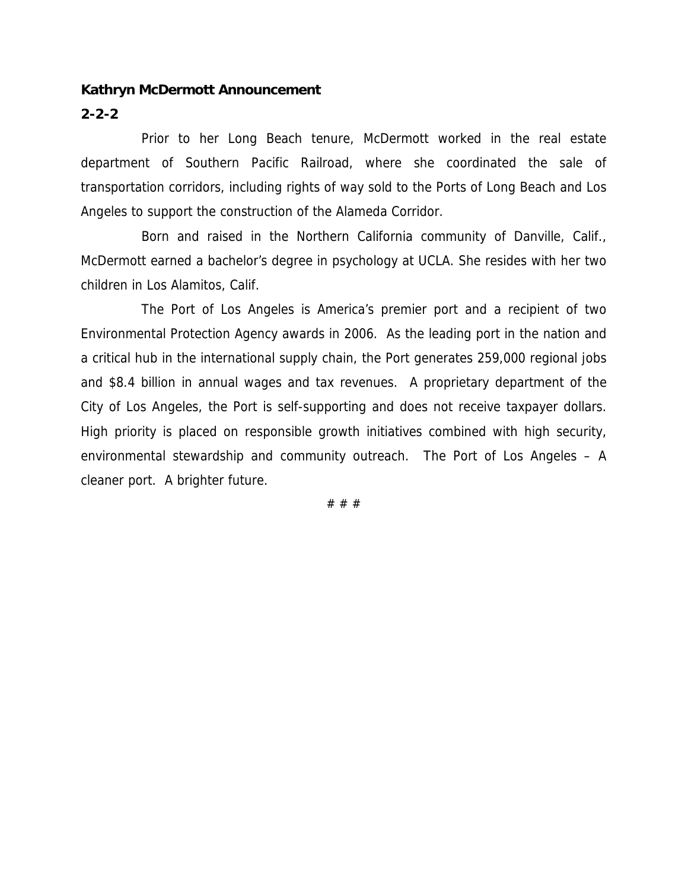Prior to her Long Beach tenure, McDermott worked in the real estate department of Southern Pacific Railroad, where she coordinated the sale of transportation corridors, including rights of way sold to the Ports of Long Beach and Los Angeles to support the construction of the Alameda Corridor.

Born and raised in the Northern California community of Danville, Calif., McDermott earned a bachelor's degree in psychology at UCLA. She resides with her two children in Los Alamitos, Calif.

The Port of Los Angeles is America's premier port and a recipient of two Environmental Protection Agency awards in 2006. As the leading port in the nation and a critical hub in the international supply chain, the Port generates 259,000 regional jobs and $8.4 billion in annual wages and tax revenues. A proprietary department of the City of Los Angeles, the Port is self-supporting and does not receive taxpayer dollars. High priority is placed on responsible growth initiatives combined with high security, environmental stewardship and community outreach. The Port of Los Angeles – A cleaner port. A brighter future.

# # #